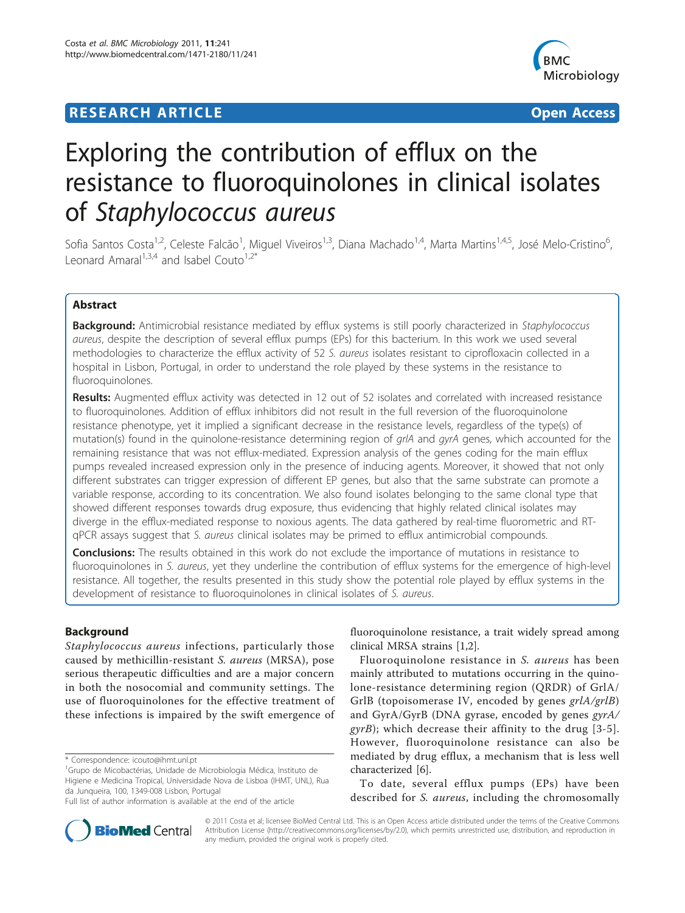RESEARCH ARTICLE **Open Access**

# Exploring the contribution of efflux on the resistance to fluoroquinolones in clinical isolates of *Staphylococcus aureus*

Sofia Santos Costa[1,2], Celeste Falcão[1], Miguel Viveiros[1,3], Diana Machado[1,4], Marta Martins[1,4,5], José Melo-Cristino[6], Leonard Amaral[1,3,4] and Isabel Couto[1,2*]

## Abstract

**Background:** Antimicrobial resistance mediated by efflux systems is still poorly characterized in *Staphylococcus aureus*, despite the description of several efflux pumps (EPs) for this bacterium. In this work we used several methodologies to characterize the efflux activity of 52 *S. aureus* isolates resistant to ciprofloxacin collected in a hospital in Lisbon, Portugal, in order to understand the role played by these systems in the resistance to fluoroquinolones.

**Results:** Augmented efflux activity was detected in 12 out of 52 isolates and correlated with increased resistance to fluoroquinolones. Addition of efflux inhibitors did not result in the full reversion of the fluoroquinolone resistance phenotype, yet it implied a significant decrease in the resistance levels, regardless of the type(s) of mutation(s) found in the quinolone-resistance determining region of *grlA* and *gyrA* genes, which accounted for the remaining resistance that was not efflux-mediated. Expression analysis of the genes coding for the main efflux pumps revealed increased expression only in the presence of inducing agents. Moreover, it showed that not only different substrates can trigger expression of different EP genes, but also that the same substrate can promote a variable response, according to its concentration. We also found isolates belonging to the same clonal type that showed different responses towards drug exposure, thus evidencing that highly related clinical isolates may diverge in the efflux-mediated response to noxious agents. The data gathered by real-time fluorometric and RT-qPCR assays suggest that *S. aureus* clinical isolates may be primed to efflux antimicrobial compounds.

**Conclusions:** The results obtained in this work do not exclude the importance of mutations in resistance to fluoroquinolones in *S. aureus*, yet they underline the contribution of efflux systems for the emergence of high-level resistance. All together, the results presented in this study show the potential role played by efflux systems in the development of resistance to fluoroquinolones in clinical isolates of *S. aureus*.

## Background

*Staphylococcus aureus* infections, particularly those caused by methicillin-resistant *S. aureus* (MRSA), pose serious therapeutic difficulties and are a major concern in both the nosocomial and community settings. The use of fluoroquinolones for the effective treatment of these infections is impaired by the swift emergence of fluoroquinolone resistance, a trait widely spread among clinical MRSA strains [1,2].

Fluoroquinolone resistance in *S. aureus* has been mainly attributed to mutations occurring in the quinolone-resistance determining region (QRDR) of GrlA/GrlB (topoisomerase IV, encoded by genes *grlA/grlB*) and GyrA/GyrB (DNA gyrase, encoded by genes *gyrA/gyrB*); which decrease their affinity to the drug [3-5]. However, fluoroquinolone resistance can also be mediated by drug efflux, a mechanism that is less well characterized [6].

To date, several efflux pumps (EPs) have been described for *S. aureus*, including the chromosomally

\* Correspondence: icouto@ihmt.unl.pt
[1]Grupo de Micobactérias, Unidade de Microbiologia Médica, Instituto de Higiene e Medicina Tropical, Universidade Nova de Lisboa (IHMT, UNL), Rua da Junqueira, 100, 1349-008 Lisbon, Portugal
Full list of author information is available at the end of the article

© 2011 Costa et al; licensee BioMed Central Ltd. This is an Open Access article distributed under the terms of the Creative Commons Attribution License (http://creativecommons.org/licenses/by/2.0), which permits unrestricted use, distribution, and reproduction in any medium, provided the original work is properly cited.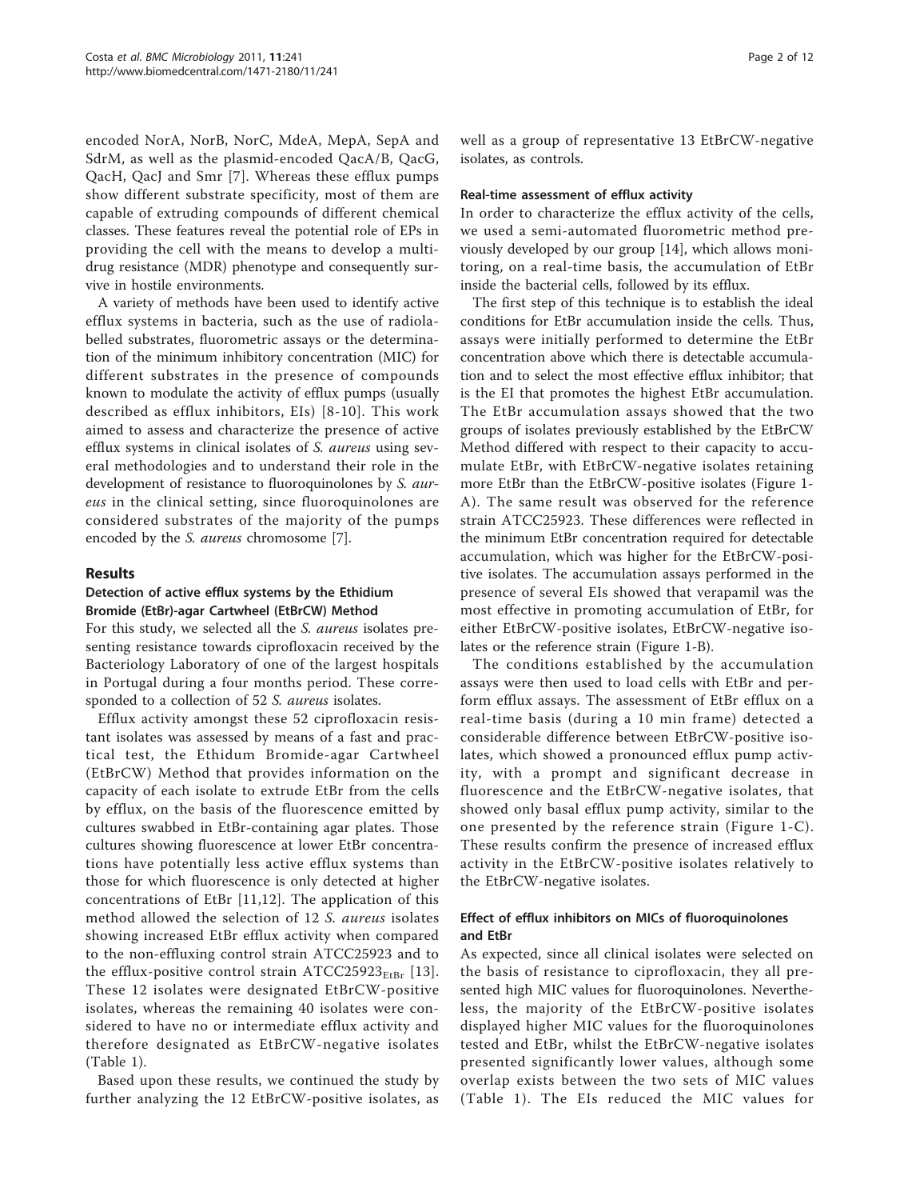encoded NorA, NorB, NorC, MdeA, MepA, SepA and SdrM, as well as the plasmid-encoded QacA/B, QacG, QacH, QacJ and Smr [7]. Whereas these efflux pumps show different substrate specificity, most of them are capable of extruding compounds of different chemical classes. These features reveal the potential role of EPs in providing the cell with the means to develop a multidrug resistance (MDR) phenotype and consequently survive in hostile environments.

A variety of methods have been used to identify active efflux systems in bacteria, such as the use of radiolabelled substrates, fluorometric assays or the determination of the minimum inhibitory concentration (MIC) for different substrates in the presence of compounds known to modulate the activity of efflux pumps (usually described as efflux inhibitors, EIs) [8-10]. This work aimed to assess and characterize the presence of active efflux systems in clinical isolates of *S. aureus* using several methodologies and to understand their role in the development of resistance to fluoroquinolones by *S. aureus* in the clinical setting, since fluoroquinolones are considered substrates of the majority of the pumps encoded by the *S. aureus* chromosome [7].

## Results

### Detection of active efflux systems by the Ethidium Bromide (EtBr)-agar Cartwheel (EtBrCW) Method

For this study, we selected all the *S. aureus* isolates presenting resistance towards ciprofloxacin received by the Bacteriology Laboratory of one of the largest hospitals in Portugal during a four months period. These corresponded to a collection of 52 *S. aureus* isolates.

Efflux activity amongst these 52 ciprofloxacin resistant isolates was assessed by means of a fast and practical test, the Ethidum Bromide-agar Cartwheel (EtBrCW) Method that provides information on the capacity of each isolate to extrude EtBr from the cells by efflux, on the basis of the fluorescence emitted by cultures swabbed in EtBr-containing agar plates. Those cultures showing fluorescence at lower EtBr concentrations have potentially less active efflux systems than those for which fluorescence is only detected at higher concentrations of EtBr [11,12]. The application of this method allowed the selection of 12 *S. aureus* isolates showing increased EtBr efflux activity when compared to the non-effluxing control strain ATCC25923 and to the efflux-positive control strain $ATCC25923_{EtBr}$ [13]. These 12 isolates were designated EtBrCW-positive isolates, whereas the remaining 40 isolates were considered to have no or intermediate efflux activity and therefore designated as EtBrCW-negative isolates (Table 1).

Based upon these results, we continued the study by further analyzing the 12 EtBrCW-positive isolates, as well as a group of representative 13 EtBrCW-negative isolates, as controls.

### Real-time assessment of efflux activity

In order to characterize the efflux activity of the cells, we used a semi-automated fluorometric method previously developed by our group [14], which allows monitoring, on a real-time basis, the accumulation of EtBr inside the bacterial cells, followed by its efflux.

The first step of this technique is to establish the ideal conditions for EtBr accumulation inside the cells. Thus, assays were initially performed to determine the EtBr concentration above which there is detectable accumulation and to select the most effective efflux inhibitor; that is the EI that promotes the highest EtBr accumulation. The EtBr accumulation assays showed that the two groups of isolates previously established by the EtBrCW Method differed with respect to their capacity to accumulate EtBr, with EtBrCW-negative isolates retaining more EtBr than the EtBrCW-positive isolates (Figure 1-A). The same result was observed for the reference strain ATCC25923. These differences were reflected in the minimum EtBr concentration required for detectable accumulation, which was higher for the EtBrCW-positive isolates. The accumulation assays performed in the presence of several EIs showed that verapamil was the most effective in promoting accumulation of EtBr, for either EtBrCW-positive isolates, EtBrCW-negative isolates or the reference strain (Figure 1-B).

The conditions established by the accumulation assays were then used to load cells with EtBr and perform efflux assays. The assessment of EtBr efflux on a real-time basis (during a 10 min frame) detected a considerable difference between EtBrCW-positive isolates, which showed a pronounced efflux pump activity, with a prompt and significant decrease in fluorescence and the EtBrCW-negative isolates, that showed only basal efflux pump activity, similar to the one presented by the reference strain (Figure 1-C). These results confirm the presence of increased efflux activity in the EtBrCW-positive isolates relatively to the EtBrCW-negative isolates.

### Effect of efflux inhibitors on MICs of fluoroquinolones and EtBr

As expected, since all clinical isolates were selected on the basis of resistance to ciprofloxacin, they all presented high MIC values for fluoroquinolones. Nevertheless, the majority of the EtBrCW-positive isolates displayed higher MIC values for the fluoroquinolones tested and EtBr, whilst the EtBrCW-negative isolates presented significantly lower values, although some overlap exists between the two sets of MIC values (Table 1). The EIs reduced the MIC values for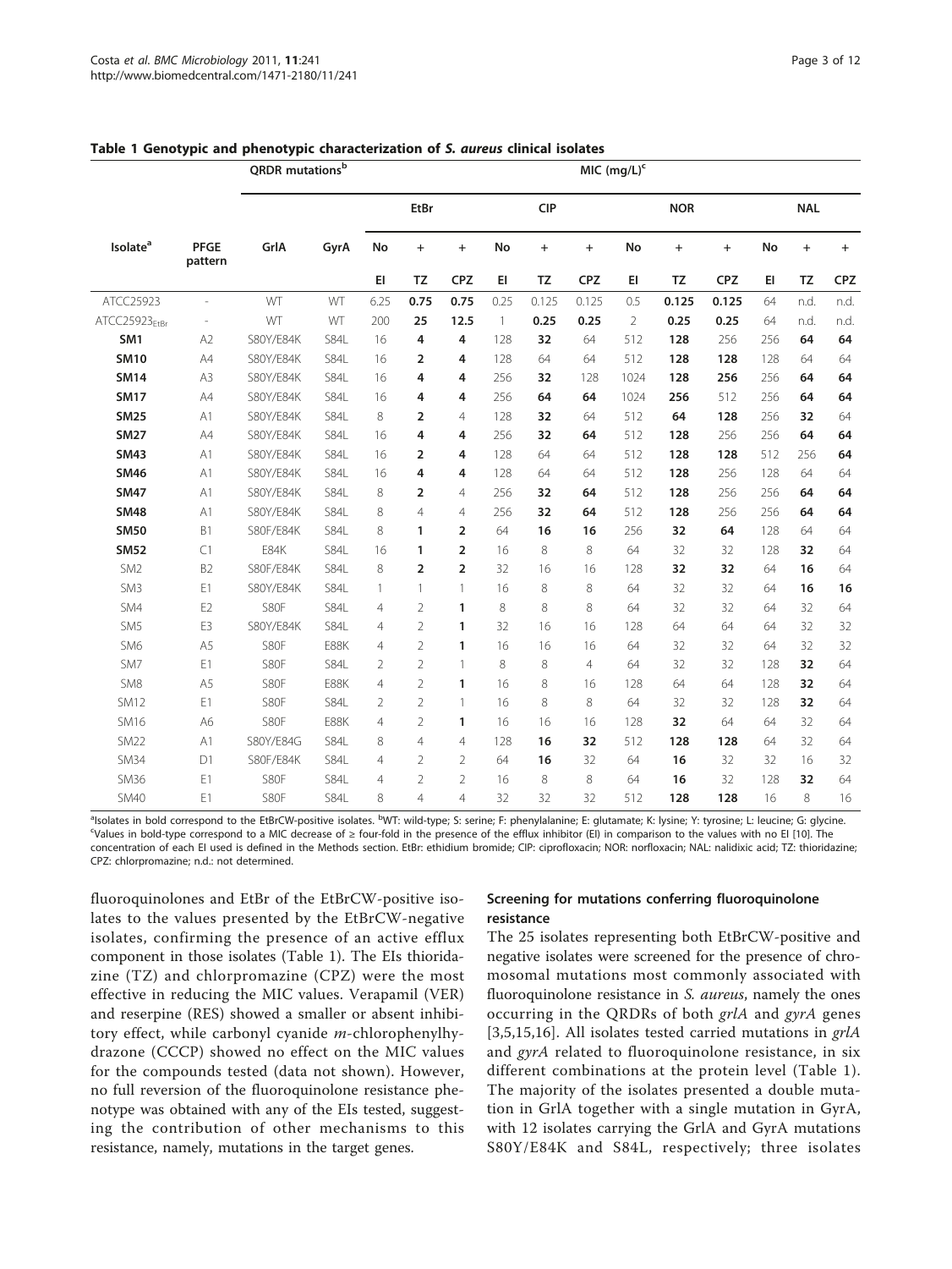**Table 1 Genotypic and phenotypic characterization of *S. aureus* clinical isolates**

| Isolate[a] | PFGE pattern | QRDR mutations[b] | | MIC (mg/L)[c] | | | | | | | | | | | |
|---|---|---|---|---|---|---|---|---|---|---|---|---|---|---|---|
| | | GrlA | GyrA | EtBr | | | CIP | | | NOR | | | NAL | | |
| | | | | No EI | + TZ | + CPZ | No EI | + TZ | + CPZ | No EI | + TZ | + CPZ | No EI | + TZ | + CPZ |
| ATCC25923 | - | WT | WT | 6.25 | **0.75** | **0.75** | 0.25 | 0.125 | 0.125 | 0.5 | **0.125** | **0.125** | 64 | n.d. | n.d. |
| $ATCC25923_{EtBr}$ | - | WT | WT | 200 | **25** | **12.5** | 1 | **0.25** | **0.25** | 2 | **0.25** | **0.25** | 64 | n.d. | n.d. |
| **SM1** | A2 | S80Y/E84K | S84L | 16 | **4** | **4** | 128 | **32** | 64 | 512 | **128** | 256 | 256 | **64** | **64** |
| **SM10** | A4 | S80Y/E84K | S84L | 16 | **2** | **4** | 128 | 64 | 64 | 512 | **128** | **128** | 128 | 64 | 64 |
| **SM14** | A3 | S80Y/E84K | S84L | 16 | **4** | **4** | 256 | **32** | **128** | 1024 | **128** | **256** | 256 | **64** | **64** |
| **SM17** | A4 | S80Y/E84K | S84L | 16 | **4** | **4** | 256 | **64** | **64** | 1024 | **256** | 512 | 256 | **64** | **64** |
| **SM25** | A1 | S80Y/E84K | S84L | 8 | **2** | 4 | 128 | **32** | 64 | 512 | **64** | **128** | 256 | **32** | 64 |
| **SM27** | A4 | S80Y/E84K | S84L | 16 | **4** | **4** | 256 | **32** | **64** | 512 | **128** | 256 | 256 | **64** | **64** |
| **SM43** | A1 | S80Y/E84K | S84L | 16 | **2** | **4** | 128 | 64 | 64 | 512 | **128** | **128** | 512 | 256 | **64** |
| **SM46** | A1 | S80Y/E84K | S84L | 16 | **4** | **4** | 128 | 64 | 64 | 512 | **128** | 256 | 128 | 64 | 64 |
| **SM47** | A1 | S80Y/E84K | S84L | 8 | **2** | 4 | 256 | **32** | **64** | 512 | **128** | 256 | 256 | **64** | **64** |
| **SM48** | A1 | S80Y/E84K | S84L | 8 | 4 | 4 | 256 | **32** | **64** | 512 | **128** | 256 | 256 | **64** | **64** |
| **SM50** | B1 | S80F/E84K | S84L | 8 | **1** | **2** | 64 | **16** | **16** | 256 | **32** | **64** | 128 | 64 | 64 |
| **SM52** | C1 | E84K | S84L | 16 | **1** | **2** | 16 | 8 | 8 | 64 | 32 | 32 | 128 | **32** | 64 |
| SM2 | B2 | S80F/E84K | S84L | 8 | **2** | **2** | 32 | 16 | 16 | 128 | **32** | **32** | 64 | **16** | 64 |
| SM3 | E1 | S80Y/E84K | S84L | 1 | 1 | 1 | 16 | 8 | 8 | 64 | 32 | 32 | 64 | **16** | **16** |
| SM4 | E2 | S80F | S84L | 4 | 2 | **1** | 8 | 8 | 8 | 64 | 32 | 32 | 64 | 32 | 64 |
| SM5 | E3 | S80Y/E84K | S84L | 4 | 2 | **1** | 32 | 16 | 16 | 128 | 64 | 64 | 64 | 32 | 32 |
| SM6 | A5 | S80F | E88K | 4 | 2 | **1** | 16 | 16 | 16 | 64 | 32 | 32 | 64 | 32 | 32 |
| SM7 | E1 | S80F | S84L | 2 | 2 | 1 | 8 | 8 | 4 | 64 | 32 | 32 | 128 | **32** | 64 |
| SM8 | A5 | S80F | E88K | 4 | 2 | **1** | 16 | 8 | 16 | 128 | 64 | 64 | 128 | **32** | 64 |
| SM12 | E1 | S80F | S84L | 2 | 2 | 1 | 16 | 8 | 8 | 64 | 32 | 32 | 128 | **32** | 64 |
| SM16 | A6 | S80F | E88K | 4 | 2 | **1** | 16 | 16 | 16 | 128 | **32** | 64 | 64 | 32 | 64 |
| SM22 | A1 | S80Y/E84G | S84L | 8 | 4 | 4 | 128 | **16** | **32** | 512 | **128** | **128** | 64 | 32 | 64 |
| SM34 | D1 | S80F/E84K | S84L | 4 | 2 | 2 | 64 | **16** | 32 | 64 | **16** | 32 | 32 | 16 | 32 |
| SM36 | E1 | S80F | S84L | 4 | 2 | 2 | 16 | 8 | 8 | 64 | **16** | 32 | 128 | **32** | 64 |
| SM40 | E1 | S80F | S84L | 8 | 4 | 4 | 32 | 32 | 32 | 512 | **128** | **128** | 16 | 8 | 16 |

[a]Isolates in bold correspond to the EtBrCW-positive isolates. [b]WT: wild-type; S: serine; F: phenylalanine; E: glutamate; K: lysine; Y: tyrosine; L: leucine; G: glycine. [c]Values in bold-type correspond to a MIC decrease of ≥ four-fold in the presence of the efflux inhibitor (EI) in comparison to the values with no EI [10]. The concentration of each EI used is defined in the Methods section. EtBr: ethidium bromide; CIP: ciprofloxacin; NOR: norfloxacin; NAL: nalidixic acid; TZ: thioridazine; CPZ: chlorpromazine; n.d.: not determined.

fluoroquinolones and EtBr of the EtBrCW-positive isolates to the values presented by the EtBrCW-negative isolates, confirming the presence of an active efflux component in those isolates (Table 1). The EIs thioridazine (TZ) and chlorpromazine (CPZ) were the most effective in reducing the MIC values. Verapamil (VER) and reserpine (RES) showed a smaller or absent inhibitory effect, while carbonyl cyanide *m*-chlorophenylhydrazone (CCCP) showed no effect on the MIC values for the compounds tested (data not shown). However, no full reversion of the fluoroquinolone resistance phenotype was obtained with any of the EIs tested, suggesting the contribution of other mechanisms to this resistance, namely, mutations in the target genes.

### Screening for mutations conferring fluoroquinolone resistance

The 25 isolates representing both EtBrCW-positive and negative isolates were screened for the presence of chromosomal mutations most commonly associated with fluoroquinolone resistance in *S. aureus*, namely the ones occurring in the QRDRs of both *grlA* and *gyrA* genes [3,5,15,16]. All isolates tested carried mutations in *grlA* and *gyrA* related to fluoroquinolone resistance, in six different combinations at the protein level (Table 1). The majority of the isolates presented a double mutation in GrlA together with a single mutation in GyrA, with 12 isolates carrying the GrlA and GyrA mutations S80Y/E84K and S84L, respectively; three isolates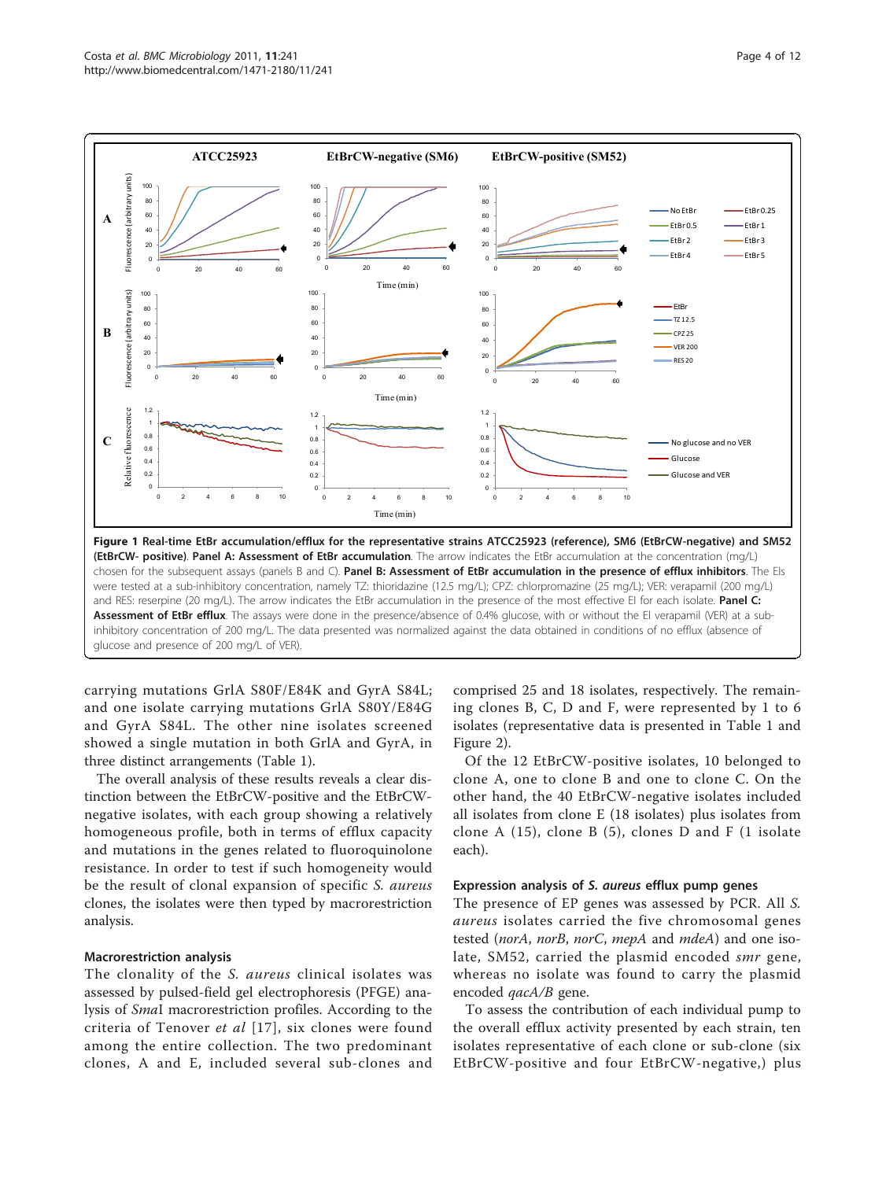**Figure 1 Real-time EtBr accumulation/efflux for the representative strains ATCC25923 (reference), SM6 (EtBrCW-negative) and SM52 (EtBrCW- positive)**. **Panel A: Assessment of EtBr accumulation**. The arrow indicates the EtBr accumulation at the concentration (mg/L) chosen for the subsequent assays (panels B and C). **Panel B: Assessment of EtBr accumulation in the presence of efflux inhibitors**. The EIs were tested at a sub-inhibitory concentration, namely TZ: thioridazine (12.5 mg/L); CPZ: chlorpromazine (25 mg/L); VER: verapamil (200 mg/L) and RES: reserpine (20 mg/L). The arrow indicates the EtBr accumulation in the presence of the most effective EI for each isolate. **Panel C: Assessment of EtBr efflux**. The assays were done in the presence/absence of 0.4% glucose, with or without the EI verapamil (VER) at a sub-inhibitory concentration of 200 mg/L. The data presented was normalized against the data obtained in conditions of no efflux (absence of glucose and presence of 200 mg/L of VER).

carrying mutations GrlA S80F/E84K and GyrA S84L; and one isolate carrying mutations GrlA S80Y/E84G and GyrA S84L. The other nine isolates screened showed a single mutation in both GrlA and GyrA, in three distinct arrangements (Table 1).

The overall analysis of these results reveals a clear distinction between the EtBrCW-positive and the EtBrCW-negative isolates, with each group showing a relatively homogeneous profile, both in terms of efflux capacity and mutations in the genes related to fluoroquinolone resistance. In order to test if such homogeneity would be the result of clonal expansion of specific *S. aureus* clones, the isolates were then typed by macrorestriction analysis.

### Macrorestriction analysis

The clonality of the *S. aureus* clinical isolates was assessed by pulsed-field gel electrophoresis (PFGE) analysis of *Sma*I macrorestriction profiles. According to the criteria of Tenover *et al* [17], six clones were found among the entire collection. The two predominant clones, A and E, included several sub-clones and comprised 25 and 18 isolates, respectively. The remaining clones B, C, D and F, were represented by 1 to 6 isolates (representative data is presented in Table 1 and Figure 2).

Of the 12 EtBrCW-positive isolates, 10 belonged to clone A, one to clone B and one to clone C. On the other hand, the 40 EtBrCW-negative isolates included all isolates from clone E (18 isolates) plus isolates from clone A (15), clone B (5), clones D and F (1 isolate each).

### Expression analysis of *S. aureus* efflux pump genes

The presence of EP genes was assessed by PCR. All *S. aureus* isolates carried the five chromosomal genes tested (*norA*, *norB*, *norC*, *mepA* and *mdeA*) and one isolate, SM52, carried the plasmid encoded *smr* gene, whereas no isolate was found to carry the plasmid encoded *qacA/B* gene.

To assess the contribution of each individual pump to the overall efflux activity presented by each strain, ten isolates representative of each clone or sub-clone (six EtBrCW-positive and four EtBrCW-negative,) plus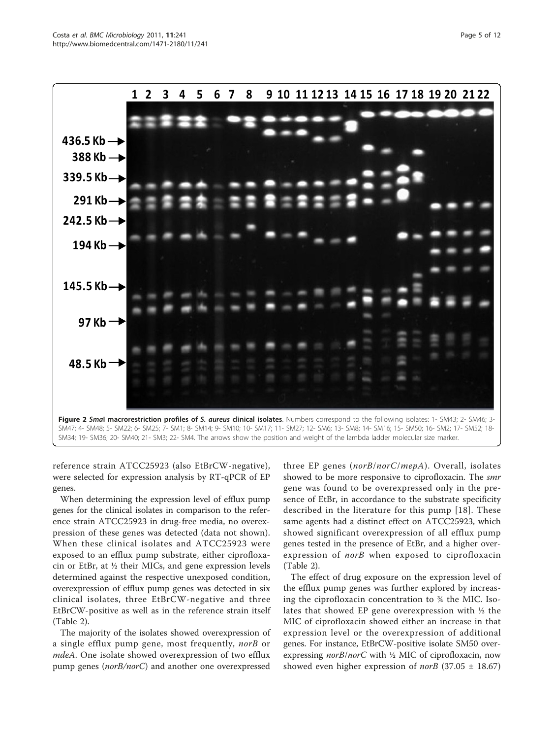**Figure 2 *Sma*I macrorestriction profiles of *S. aureus* clinical isolates**. Numbers correspond to the following isolates: 1- SM43; 2- SM46; 3- SM47; 4- SM48; 5- SM22; 6- SM25; 7- SM1; 8- SM14; 9- SM10; 10- SM17; 11- SM27; 12- SM6; 13- SM8; 14- SM16; 15- SM50; 16- SM2; 17- SM52; 18- SM34; 19- SM36; 20- SM40; 21- SM3; 22- SM4. The arrows show the position and weight of the lambda ladder molecular size marker.

reference strain ATCC25923 (also EtBrCW-negative), were selected for expression analysis by RT-qPCR of EP genes.

When determining the expression level of efflux pump genes for the clinical isolates in comparison to the reference strain ATCC25923 in drug-free media, no overexpression of these genes was detected (data not shown). When these clinical isolates and ATCC25923 were exposed to an efflux pump substrate, either ciprofloxacin or EtBr, at ½ their MICs, and gene expression levels determined against the respective unexposed condition, overexpression of efflux pump genes was detected in six clinical isolates, three EtBrCW-negative and three EtBrCW-positive as well as in the reference strain itself (Table 2).

The majority of the isolates showed overexpression of a single efflux pump gene, most frequently, *norB* or *mdeA*. One isolate showed overexpression of two efflux pump genes (*norB*/*norC*) and another one overexpressed three EP genes (*norB*/*norC*/*mepA*). Overall, isolates showed to be more responsive to ciprofloxacin. The *smr* gene was found to be overexpressed only in the presence of EtBr, in accordance to the substrate specificity described in the literature for this pump [18]. These same agents had a distinct effect on ATCC25923, which showed significant overexpression of all efflux pump genes tested in the presence of EtBr, and a higher overexpression of *norB* when exposed to ciprofloxacin (Table 2).

The effect of drug exposure on the expression level of the efflux pump genes was further explored by increasing the ciprofloxacin concentration to ¾ the MIC. Isolates that showed EP gene overexpression with ½ the MIC of ciprofloxacin showed either an increase in that expression level or the overexpression of additional genes. For instance, EtBrCW-positive isolate SM50 overexpressing *norB*/*norC* with ½ MIC of ciprofloxacin, now showed even higher expression of *norB* ($37.05 \pm 18.67$)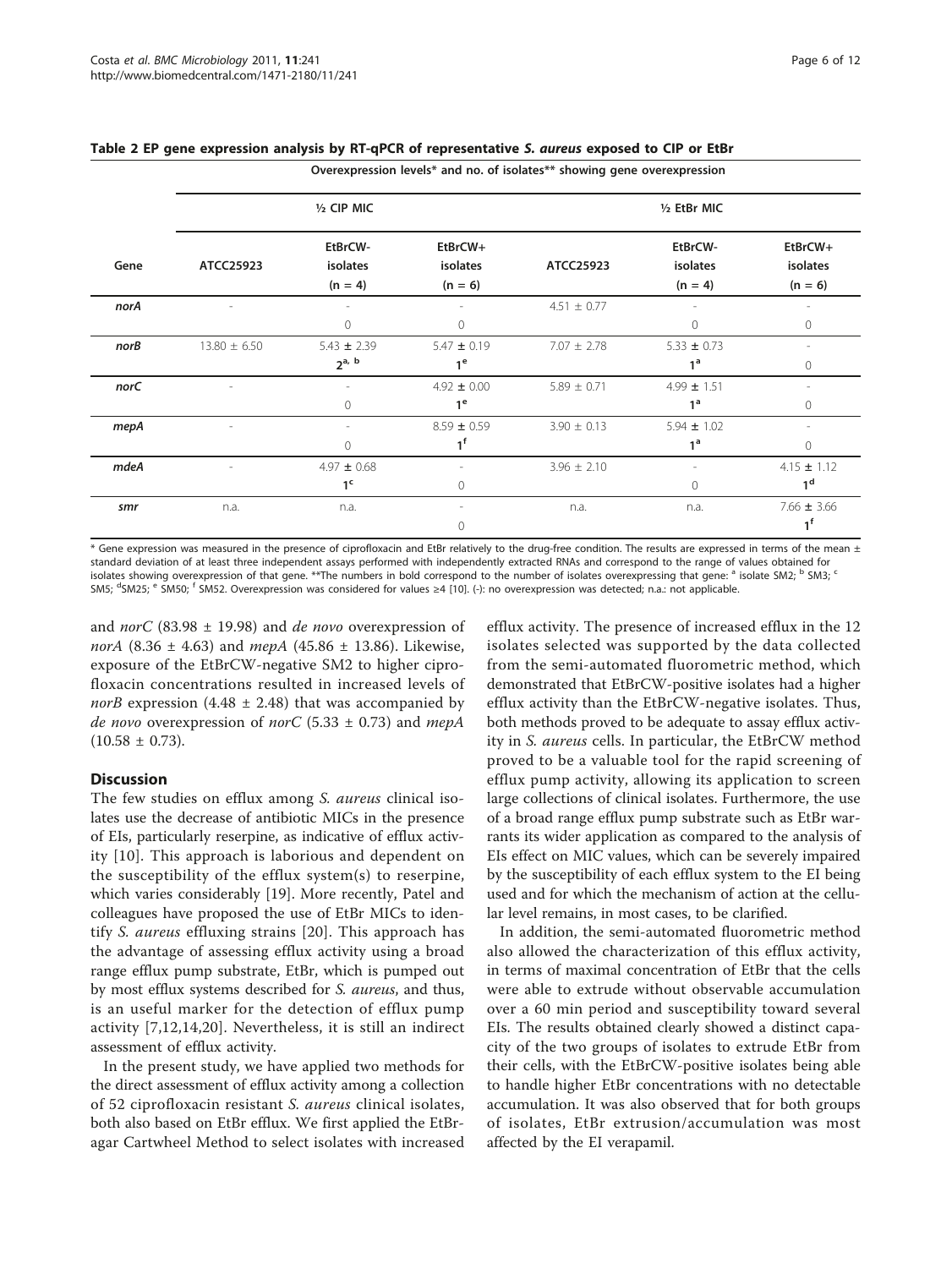**Table 2 EP gene expression analysis by RT-qPCR of representative *S. aureus* exposed to CIP or EtBr**

| Gene | Overexpression levels* and no. of isolates** showing gene overexpression | | | | | |
|---|---|---|---|---|---|---|
| | ½ CIP MIC | | | ½ EtBr MIC | | |
| | ATCC25923 | EtBrCW- isolates (n = 4) | EtBrCW+ isolates (n = 6) | ATCC25923 | EtBrCW- isolates (n = 4) | EtBrCW+ isolates (n = 6) |
| ***norA*** | - | - | - | 4.51 ± 0.77 | - | - |
| | | 0 | 0 | | 0 | 0 |
| ***norB*** | 13.80 ± 6.50 | 5.43 ± 2.39 | 5.47 ± 0.19 | 7.07 ± 2.78 | 5.33 ± 0.73 | - |
| | | **2**[a, b] | **1**[e] | | **1**[a] | 0 |
| ***norC*** | - | - | 4.92 ± 0.00 | 5.89 ± 0.71 | 4.99 ± 1.51 | - |
| | | 0 | **1**[e] | | **1**[a] | 0 |
| ***mepA*** | - | - | 8.59 ± 0.59 | 3.90 ± 0.13 | 5.94 ± 1.02 | - |
| | | 0 | **1**[f] | | **1**[a] | 0 |
| ***mdeA*** | - | 4.97 ± 0.68 | - | 3.96 ± 2.10 | - | 4.15 ± 1.12 |
| | | **1**[c] | 0 | | 0 | **1**[d] |
| ***smr*** | n.a. | n.a. | - | n.a. | n.a. | 7.66 ± 3.66 |
| | | | 0 | | | **1**[f] |

\* Gene expression was measured in the presence of ciprofloxacin and EtBr relatively to the drug-free condition. The results are expressed in terms of the mean ± standard deviation of at least three independent assays performed with independently extracted RNAs and correspond to the range of values obtained for isolates showing overexpression of that gene. **The numbers in bold correspond to the number of isolates overexpressing that gene: [a] isolate SM2; [b] SM3; [c] SM5; [d]SM25; [e] SM50; [f] SM52. Overexpression was considered for values ≥4 [10]. (-): no overexpression was detected; n.a.: not applicable.

and *norC* (83.98 ± 19.98) and *de novo* overexpression of *norA* (8.36 ± 4.63) and *mepA* (45.86 ± 13.86). Likewise, exposure of the EtBrCW-negative SM2 to higher ciprofloxacin concentrations resulted in increased levels of *norB* expression (4.48 ± 2.48) that was accompanied by *de novo* overexpression of *norC* (5.33 ± 0.73) and *mepA* (10.58 ± 0.73).

## Discussion

The few studies on efflux among *S. aureus* clinical isolates use the decrease of antibiotic MICs in the presence of EIs, particularly reserpine, as indicative of efflux activity [10]. This approach is laborious and dependent on the susceptibility of the efflux system(s) to reserpine, which varies considerably [19]. More recently, Patel and colleagues have proposed the use of EtBr MICs to identify *S. aureus* effluxing strains [20]. This approach has the advantage of assessing efflux activity using a broad range efflux pump substrate, EtBr, which is pumped out by most efflux systems described for *S. aureus*, and thus, is an useful marker for the detection of efflux pump activity [7,12,14,20]. Nevertheless, it is still an indirect assessment of efflux activity.

In the present study, we have applied two methods for the direct assessment of efflux activity among a collection of 52 ciprofloxacin resistant *S. aureus* clinical isolates, both also based on EtBr efflux. We first applied the EtBr-agar Cartwheel Method to select isolates with increased efflux activity. The presence of increased efflux in the 12 isolates selected was supported by the data collected from the semi-automated fluorometric method, which demonstrated that EtBrCW-positive isolates had a higher efflux activity than the EtBrCW-negative isolates. Thus, both methods proved to be adequate to assay efflux activity in *S. aureus* cells. In particular, the EtBrCW method proved to be a valuable tool for the rapid screening of efflux pump activity, allowing its application to screen large collections of clinical isolates. Furthermore, the use of a broad range efflux pump substrate such as EtBr warrants its wider application as compared to the analysis of EIs effect on MIC values, which can be severely impaired by the susceptibility of each efflux system to the EI being used and for which the mechanism of action at the cellular level remains, in most cases, to be clarified.

In addition, the semi-automated fluorometric method also allowed the characterization of this efflux activity, in terms of maximal concentration of EtBr that the cells were able to extrude without observable accumulation over a 60 min period and susceptibility toward several EIs. The results obtained clearly showed a distinct capacity of the two groups of isolates to extrude EtBr from their cells, with the EtBrCW-positive isolates being able to handle higher EtBr concentrations with no detectable accumulation. It was also observed that for both groups of isolates, EtBr extrusion/accumulation was most affected by the EI verapamil.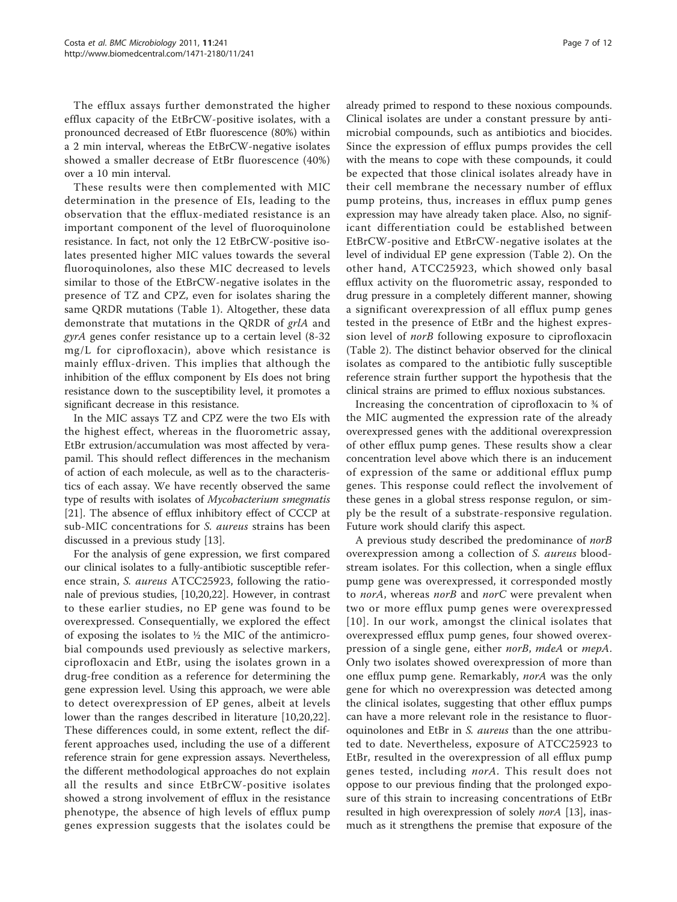The efflux assays further demonstrated the higher efflux capacity of the EtBrCW-positive isolates, with a pronounced decreased of EtBr fluorescence (80%) within a 2 min interval, whereas the EtBrCW-negative isolates showed a smaller decrease of EtBr fluorescence (40%) over a 10 min interval.

These results were then complemented with MIC determination in the presence of EIs, leading to the observation that the efflux-mediated resistance is an important component of the level of fluoroquinolone resistance. In fact, not only the 12 EtBrCW-positive isolates presented higher MIC values towards the several fluoroquinolones, also these MIC decreased to levels similar to those of the EtBrCW-negative isolates in the presence of TZ and CPZ, even for isolates sharing the same QRDR mutations (Table 1). Altogether, these data demonstrate that mutations in the QRDR of *grlA* and *gyrA* genes confer resistance up to a certain level (8-32 mg/L for ciprofloxacin), above which resistance is mainly efflux-driven. This implies that although the inhibition of the efflux component by EIs does not bring resistance down to the susceptibility level, it promotes a significant decrease in this resistance.

In the MIC assays TZ and CPZ were the two EIs with the highest effect, whereas in the fluorometric assay, EtBr extrusion/accumulation was most affected by verapamil. This should reflect differences in the mechanism of action of each molecule, as well as to the characteristics of each assay. We have recently observed the same type of results with isolates of *Mycobacterium smegmatis* [21]. The absence of efflux inhibitory effect of CCCP at sub-MIC concentrations for *S. aureus* strains has been discussed in a previous study [13].

For the analysis of gene expression, we first compared our clinical isolates to a fully-antibiotic susceptible reference strain, *S. aureus* ATCC25923, following the rationale of previous studies, [10,20,22]. However, in contrast to these earlier studies, no EP gene was found to be overexpressed. Consequentially, we explored the effect of exposing the isolates to ½ the MIC of the antimicrobial compounds used previously as selective markers, ciprofloxacin and EtBr, using the isolates grown in a drug-free condition as a reference for determining the gene expression level. Using this approach, we were able to detect overexpression of EP genes, albeit at levels lower than the ranges described in literature [10,20,22]. These differences could, in some extent, reflect the different approaches used, including the use of a different reference strain for gene expression assays. Nevertheless, the different methodological approaches do not explain all the results and since EtBrCW-positive isolates showed a strong involvement of efflux in the resistance phenotype, the absence of high levels of efflux pump genes expression suggests that the isolates could be already primed to respond to these noxious compounds. Clinical isolates are under a constant pressure by antimicrobial compounds, such as antibiotics and biocides. Since the expression of efflux pumps provides the cell with the means to cope with these compounds, it could be expected that those clinical isolates already have in their cell membrane the necessary number of efflux pump proteins, thus, increases in efflux pump genes expression may have already taken place. Also, no significant differentiation could be established between EtBrCW-positive and EtBrCW-negative isolates at the level of individual EP gene expression (Table 2). On the other hand, ATCC25923, which showed only basal efflux activity on the fluorometric assay, responded to drug pressure in a completely different manner, showing a significant overexpression of all efflux pump genes tested in the presence of EtBr and the highest expression level of *norB* following exposure to ciprofloxacin (Table 2). The distinct behavior observed for the clinical isolates as compared to the antibiotic fully susceptible reference strain further support the hypothesis that the clinical strains are primed to efflux noxious substances.

Increasing the concentration of ciprofloxacin to ¾ of the MIC augmented the expression rate of the already overexpressed genes with the additional overexpression of other efflux pump genes. These results show a clear concentration level above which there is an inducement of expression of the same or additional efflux pump genes. This response could reflect the involvement of these genes in a global stress response regulon, or simply be the result of a substrate-responsive regulation. Future work should clarify this aspect.

A previous study described the predominance of *norB* overexpression among a collection of *S. aureus* bloodstream isolates. For this collection, when a single efflux pump gene was overexpressed, it corresponded mostly to *norA*, whereas *norB* and *norC* were prevalent when two or more efflux pump genes were overexpressed [10]. In our work, amongst the clinical isolates that overexpressed efflux pump genes, four showed overexpression of a single gene, either *norB*, *mdeA* or *mepA*. Only two isolates showed overexpression of more than one efflux pump gene. Remarkably, *norA* was the only gene for which no overexpression was detected among the clinical isolates, suggesting that other efflux pumps can have a more relevant role in the resistance to fluoroquinolones and EtBr in *S. aureus* than the one attributed to date. Nevertheless, exposure of ATCC25923 to EtBr, resulted in the overexpression of all efflux pump genes tested, including *norA*. This result does not oppose to our previous finding that the prolonged exposure of this strain to increasing concentrations of EtBr resulted in high overexpression of solely *norA* [13], inasmuch as it strengthens the premise that exposure of the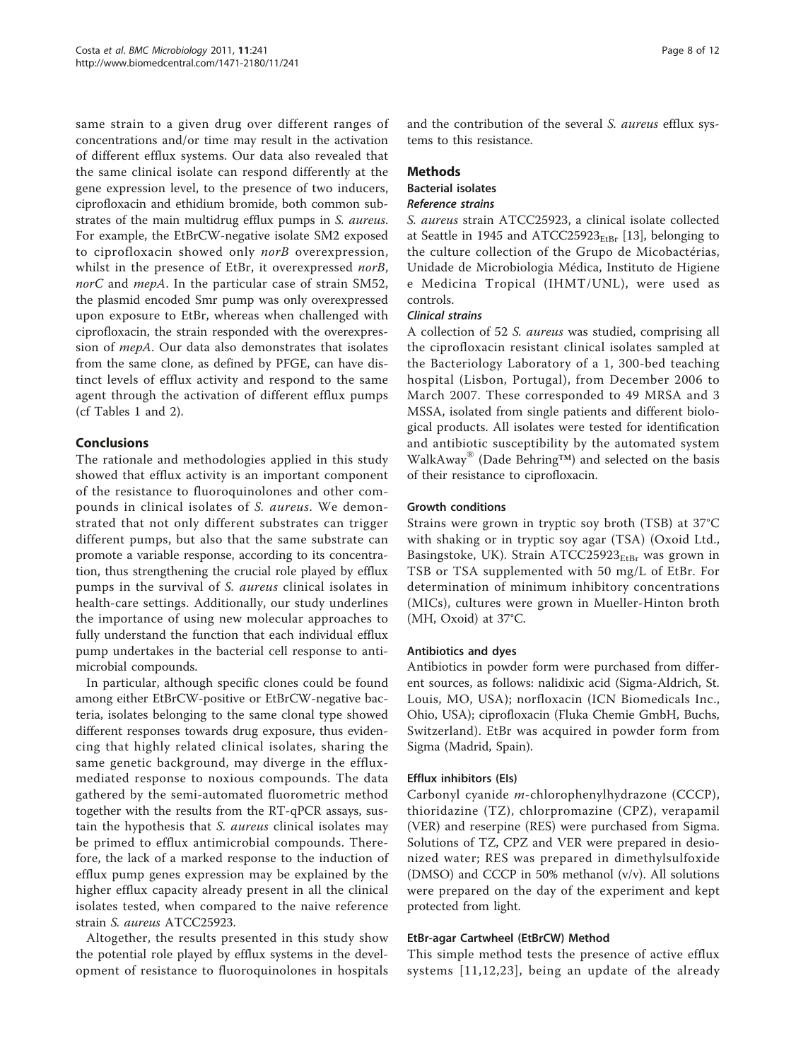same strain to a given drug over different ranges of concentrations and/or time may result in the activation of different efflux systems. Our data also revealed that the same clinical isolate can respond differently at the gene expression level, to the presence of two inducers, ciprofloxacin and ethidium bromide, both common substrates of the main multidrug efflux pumps in *S. aureus*. For example, the EtBrCW-negative isolate SM2 exposed to ciprofloxacin showed only *norB* overexpression, whilst in the presence of EtBr, it overexpressed *norB*, *norC* and *mepA*. In the particular case of strain SM52, the plasmid encoded Smr pump was only overexpressed upon exposure to EtBr, whereas when challenged with ciprofloxacin, the strain responded with the overexpression of *mepA*. Our data also demonstrates that isolates from the same clone, as defined by PFGE, can have distinct levels of efflux activity and respond to the same agent through the activation of different efflux pumps (cf Tables 1 and 2).

## Conclusions

The rationale and methodologies applied in this study showed that efflux activity is an important component of the resistance to fluoroquinolones and other compounds in clinical isolates of *S. aureus*. We demonstrated that not only different substrates can trigger different pumps, but also that the same substrate can promote a variable response, according to its concentration, thus strengthening the crucial role played by efflux pumps in the survival of *S. aureus* clinical isolates in health-care settings. Additionally, our study underlines the importance of using new molecular approaches to fully understand the function that each individual efflux pump undertakes in the bacterial cell response to antimicrobial compounds.

In particular, although specific clones could be found among either EtBrCW-positive or EtBrCW-negative bacteria, isolates belonging to the same clonal type showed different responses towards drug exposure, thus evidencing that highly related clinical isolates, sharing the same genetic background, may diverge in the efflux-mediated response to noxious compounds. The data gathered by the semi-automated fluorometric method together with the results from the RT-qPCR assays, sustain the hypothesis that *S. aureus* clinical isolates may be primed to efflux antimicrobial compounds. Therefore, the lack of a marked response to the induction of efflux pump genes expression may be explained by the higher efflux capacity already present in all the clinical isolates tested, when compared to the naive reference strain *S. aureus* ATCC25923.

Altogether, the results presented in this study show the potential role played by efflux systems in the development of resistance to fluoroquinolones in hospitals and the contribution of the several *S. aureus* efflux systems to this resistance.

## Methods

### Bacterial isolates

#### *Reference strains*

*S. aureus* strain ATCC25923, a clinical isolate collected at Seattle in 1945 and $ATCC25923_{EtBr}$ [13], belonging to the culture collection of the Grupo de Micobactérias, Unidade de Microbiologia Médica, Instituto de Higiene e Medicina Tropical (IHMT/UNL), were used as controls.

#### *Clinical strains*

A collection of 52 *S. aureus* was studied, comprising all the ciprofloxacin resistant clinical isolates sampled at the Bacteriology Laboratory of a 1, 300-bed teaching hospital (Lisbon, Portugal), from December 2006 to March 2007. These corresponded to 49 MRSA and 3 MSSA, isolated from single patients and different biological products. All isolates were tested for identification and antibiotic susceptibility by the automated system WalkAway® (Dade Behring™) and selected on the basis of their resistance to ciprofloxacin.

### Growth conditions

Strains were grown in tryptic soy broth (TSB) at 37°C with shaking or in tryptic soy agar (TSA) (Oxoid Ltd., Basingstoke, UK). Strain $ATCC25923_{EtBr}$ was grown in TSB or TSA supplemented with 50 mg/L of EtBr. For determination of minimum inhibitory concentrations (MICs), cultures were grown in Mueller-Hinton broth (MH, Oxoid) at 37°C.

### Antibiotics and dyes

Antibiotics in powder form were purchased from different sources, as follows: nalidixic acid (Sigma-Aldrich, St. Louis, MO, USA); norfloxacin (ICN Biomedicals Inc., Ohio, USA); ciprofloxacin (Fluka Chemie GmbH, Buchs, Switzerland). EtBr was acquired in powder form from Sigma (Madrid, Spain).

### Efflux inhibitors (EIs)

Carbonyl cyanide *m*-chlorophenylhydrazone (CCCP), thioridazine (TZ), chlorpromazine (CPZ), verapamil (VER) and reserpine (RES) were purchased from Sigma. Solutions of TZ, CPZ and VER were prepared in desionized water; RES was prepared in dimethylsulfoxide (DMSO) and CCCP in 50% methanol (v/v). All solutions were prepared on the day of the experiment and kept protected from light.

### EtBr-agar Cartwheel (EtBrCW) Method

This simple method tests the presence of active efflux systems [11,12,23], being an update of the already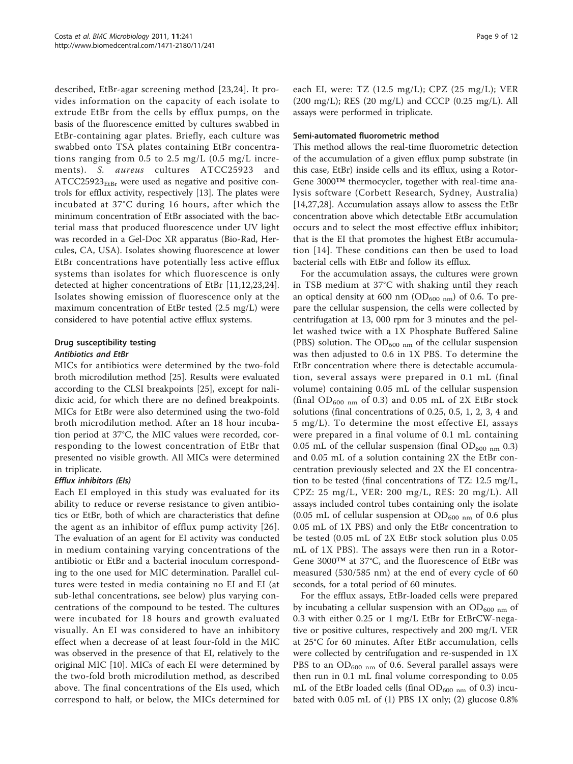described, EtBr-agar screening method [23,24]. It provides information on the capacity of each isolate to extrude EtBr from the cells by efflux pumps, on the basis of the fluorescence emitted by cultures swabbed in EtBr-containing agar plates. Briefly, each culture was swabbed onto TSA plates containing EtBr concentrations ranging from 0.5 to 2.5 mg/L (0.5 mg/L increments). *S. aureus* cultures ATCC25923 and $ATCC25923_{EtBr}$ were used as negative and positive controls for efflux activity, respectively [13]. The plates were incubated at 37°C during 16 hours, after which the minimum concentration of EtBr associated with the bacterial mass that produced fluorescence under UV light was recorded in a Gel-Doc XR apparatus (Bio-Rad, Hercules, CA, USA). Isolates showing fluorescence at lower EtBr concentrations have potentially less active efflux systems than isolates for which fluorescence is only detected at higher concentrations of EtBr [11,12,23,24]. Isolates showing emission of fluorescence only at the maximum concentration of EtBr tested (2.5 mg/L) were considered to have potential active efflux systems.

### Drug susceptibility testing

#### *Antibiotics and EtBr*

MICs for antibiotics were determined by the two-fold broth microdilution method [25]. Results were evaluated according to the CLSI breakpoints [25], except for nalidixic acid, for which there are no defined breakpoints. MICs for EtBr were also determined using the two-fold broth microdilution method. After an 18 hour incubation period at 37°C, the MIC values were recorded, corresponding to the lowest concentration of EtBr that presented no visible growth. All MICs were determined in triplicate.

#### *Efflux inhibitors (EIs)*

Each EI employed in this study was evaluated for its ability to reduce or reverse resistance to given antibiotics or EtBr, both of which are characteristics that define the agent as an inhibitor of efflux pump activity [26]. The evaluation of an agent for EI activity was conducted in medium containing varying concentrations of the antibiotic or EtBr and a bacterial inoculum corresponding to the one used for MIC determination. Parallel cultures were tested in media containing no EI and EI (at sub-lethal concentrations, see below) plus varying concentrations of the compound to be tested. The cultures were incubated for 18 hours and growth evaluated visually. An EI was considered to have an inhibitory effect when a decrease of at least four-fold in the MIC was observed in the presence of that EI, relatively to the original MIC [10]. MICs of each EI were determined by the two-fold broth microdilution method, as described above. The final concentrations of the EIs used, which correspond to half, or below, the MICs determined for each EI, were: TZ (12.5 mg/L); CPZ (25 mg/L); VER (200 mg/L); RES (20 mg/L) and CCCP (0.25 mg/L). All assays were performed in triplicate.

### Semi-automated fluorometric method

This method allows the real-time fluorometric detection of the accumulation of a given efflux pump substrate (in this case, EtBr) inside cells and its efflux, using a Rotor-Gene 3000™ thermocycler, together with real-time analysis software (Corbett Research, Sydney, Australia) [14,27,28]. Accumulation assays allow to assess the EtBr concentration above which detectable EtBr accumulation occurs and to select the most effective efflux inhibitor; that is the EI that promotes the highest EtBr accumulation [14]. These conditions can then be used to load bacterial cells with EtBr and follow its efflux.

For the accumulation assays, the cultures were grown in TSB medium at 37°C with shaking until they reach an optical density at 600 nm ($OD_{600\ nm}$) of 0.6. To prepare the cellular suspension, the cells were collected by centrifugation at 13, 000 rpm for 3 minutes and the pellet washed twice with a 1X Phosphate Buffered Saline (PBS) solution. The $OD_{600\ nm}$ of the cellular suspension was then adjusted to 0.6 in 1X PBS. To determine the EtBr concentration where there is detectable accumulation, several assays were prepared in 0.1 mL (final volume) containing 0.05 mL of the cellular suspension (final $OD_{600\ nm}$ of 0.3) and 0.05 mL of 2X EtBr stock solutions (final concentrations of 0.25, 0.5, 1, 2, 3, 4 and 5 mg/L). To determine the most effective EI, assays were prepared in a final volume of 0.1 mL containing 0.05 mL of the cellular suspension (final $OD_{600\ nm}$ 0.3) and 0.05 mL of a solution containing 2X the EtBr concentration previously selected and 2X the EI concentration to be tested (final concentrations of TZ: 12.5 mg/L, CPZ: 25 mg/L, VER: 200 mg/L, RES: 20 mg/L). All assays included control tubes containing only the isolate (0.05 mL of cellular suspension at $OD_{600\ nm}$ of 0.6 plus 0.05 mL of 1X PBS) and only the EtBr concentration to be tested (0.05 mL of 2X EtBr stock solution plus 0.05 mL of 1X PBS). The assays were then run in a Rotor-Gene 3000™ at 37°C, and the fluorescence of EtBr was measured (530/585 nm) at the end of every cycle of 60 seconds, for a total period of 60 minutes.

For the efflux assays, EtBr-loaded cells were prepared by incubating a cellular suspension with an $OD_{600\ nm}$ of 0.3 with either 0.25 or 1 mg/L EtBr for EtBrCW-negative or positive cultures, respectively and 200 mg/L VER at 25°C for 60 minutes. After EtBr accumulation, cells were collected by centrifugation and re-suspended in 1X PBS to an $OD_{600\ nm}$ of 0.6. Several parallel assays were then run in 0.1 mL final volume corresponding to 0.05 mL of the EtBr loaded cells (final $OD_{600\ nm}$ of 0.3) incubated with 0.05 mL of (1) PBS 1X only; (2) glucose 0.8%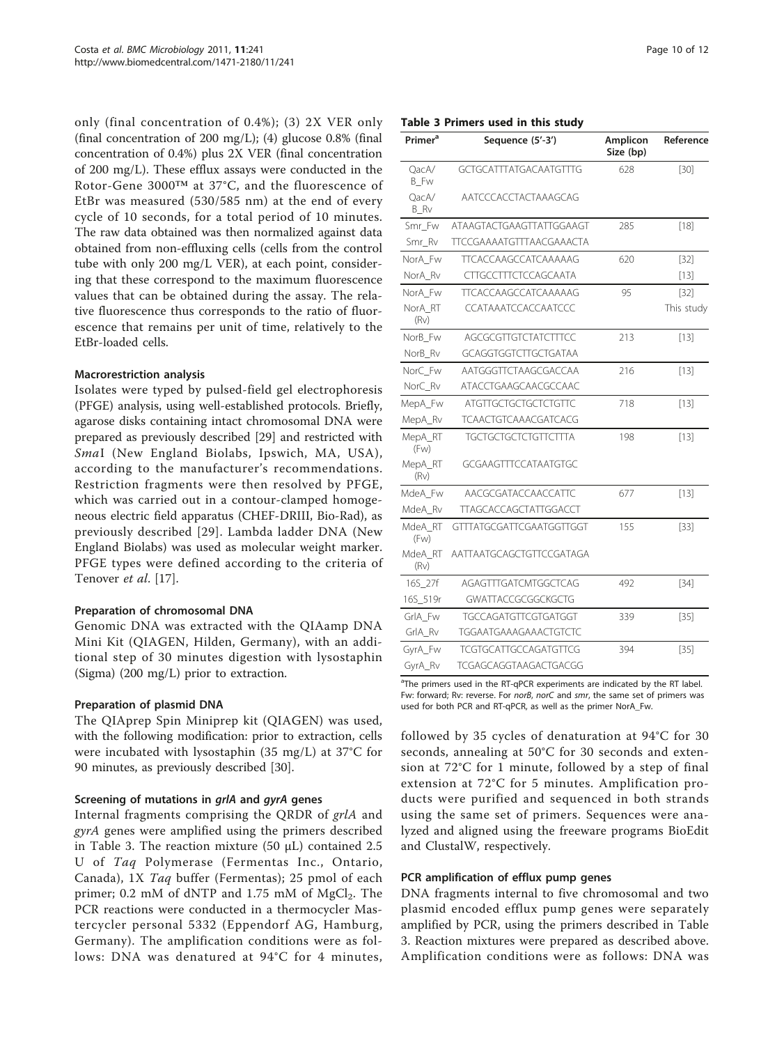only (final concentration of 0.4%); (3) 2X VER only (final concentration of 200 mg/L); (4) glucose 0.8% (final concentration of 0.4%) plus 2X VER (final concentration of 200 mg/L). These efflux assays were conducted in the Rotor-Gene 3000™ at 37°C, and the fluorescence of EtBr was measured (530/585 nm) at the end of every cycle of 10 seconds, for a total period of 10 minutes. The raw data obtained was then normalized against data obtained from non-effluxing cells (cells from the control tube with only 200 mg/L VER), at each point, considering that these correspond to the maximum fluorescence values that can be obtained during the assay. The relative fluorescence thus corresponds to the ratio of fluorescence that remains per unit of time, relatively to the EtBr-loaded cells.

#### Macrorestriction analysis

Isolates were typed by pulsed-field gel electrophoresis (PFGE) analysis, using well-established protocols. Briefly, agarose disks containing intact chromosomal DNA were prepared as previously described [29] and restricted with *Sma*I (New England Biolabs, Ipswich, MA, USA), according to the manufacturer's recommendations. Restriction fragments were then resolved by PFGE, which was carried out in a contour-clamped homogeneous electric field apparatus (CHEF-DRIII, Bio-Rad), as previously described [29]. Lambda ladder DNA (New England Biolabs) was used as molecular weight marker. PFGE types were defined according to the criteria of Tenover *et al*. [17].

#### Preparation of chromosomal DNA

Genomic DNA was extracted with the QIAamp DNA Mini Kit (QIAGEN, Hilden, Germany), with an additional step of 30 minutes digestion with lysostaphin (Sigma) (200 mg/L) prior to extraction.

#### Preparation of plasmid DNA

The QIAprep Spin Miniprep kit (QIAGEN) was used, with the following modification: prior to extraction, cells were incubated with lysostaphin (35 mg/L) at 37°C for 90 minutes, as previously described [30].

#### Screening of mutations in *grlA* and *gyrA* genes

Internal fragments comprising the QRDR of *grlA* and *gyrA* genes were amplified using the primers described in Table 3. The reaction mixture (50 μL) contained 2.5 U of *Taq* Polymerase (Fermentas Inc., Ontario, Canada), 1X *Taq* buffer (Fermentas); 25 pmol of each primer; 0.2 mM of dNTP and 1.75 mM of $MgCl_2$. The PCR reactions were conducted in a thermocycler Mastercycler personal 5332 (Eppendorf AG, Hamburg, Germany). The amplification conditions were as follows: DNA was denatured at 94°C for 4 minutes, followed by 35 cycles of denaturation at 94°C for 30 seconds, annealing at 50°C for 30 seconds and extension at 72°C for 1 minute, followed by a step of final extension at 72°C for 5 minutes. Amplification products were purified and sequenced in both strands using the same set of primers. Sequences were analyzed and aligned using the freeware programs BioEdit and ClustalW, respectively.

**Table 3 Primers used in this study**

| Primer[a] | Sequence (5'-3') | Amplicon Size (bp) | Reference |
|---|---|---|---|
| QacA/B_Fw | GCTGCATTTATGACAATGTTTG | 628 | [30] |
| QacA/B_Rv | AATCCCACCTACTAAAGCAG | | |
| Smr_Fw | ATAAGTACTGAAGTTATTGGAAGT | 285 | [18] |
| Smr_Rv | TTCCGAAAATGTTTAACGAAACTA | | |
| NorA_Fw | TTCACCAAGCCATCAAAAAG | 620 | [32] |
| NorA_Rv | CTTGCCTTTCTCCAGCAATA | | [13] |
| NorA_Fw | TTCACCAAGCCATCAAAAAG | 95 | [32] |
| NorA_RT (Rv) | CCATAAATCCACCAATCCC | | This study |
| NorB_Fw | AGCGCGTTGTCTATCTTTCC | 213 | [13] |
| NorB_Rv | GCAGGTGGTCTTGCTGATAA | | |
| NorC_Fw | AATGGGTTCTAAGCGACCAA | 216 | [13] |
| NorC_Rv | ATACCTGAAGCAACGCCAAC | | |
| MepA_Fw | ATGTTGCTGCTGCTCTGTTC | 718 | [13] |
| MepA_Rv | TCAACTGTCAAACGATCACG | | |
| MepA_RT (Fw) | TGCTGCTGCTCTGTTCTTTA | 198 | [13] |
| MepA_RT (Rv) | GCGAAGTTTCCATAATGTGC | | |
| MdeA_Fw | AACGCGATACCAACCATTC | 677 | [13] |
| MdeA_Rv | TTAGCACCAGCTATTGGACCT | | |
| MdeA_RT (Fw) | GTTTATGCGATTCGAATGGTTGGT | 155 | [33] |
| MdeA_RT (Rv) | AATTAATGCAGCTGTTCCGATAGA | | |
| 16S_27f | AGAGTTTGATCMTGGCTCAG | 492 | [34] |
| 16S_519r | GWATTACCGCGGCKGCTG | | |
| GrlA_Fw | TGCCAGATGTTCGTGATGGT | 339 | [35] |
| GrlA_Rv | TGGAATGAAAGAAACTGTCTC | | |
| GyrA_Fw | TCGTGCATTGCCAGATGTTCG | 394 | [35] |
| GyrA_Rv | TCGAGCAGGTAAGACTGACGG | | |

[a]The primers used in the RT-qPCR experiments are indicated by the RT label. Fw: forward; Rv: reverse. For *norB*, *norC* and *smr*, the same set of primers was used for both PCR and RT-qPCR, as well as the primer NorA_Fw.

#### PCR amplification of efflux pump genes

DNA fragments internal to five chromosomal and two plasmid encoded efflux pump genes were separately amplified by PCR, using the primers described in Table 3. Reaction mixtures were prepared as described above. Amplification conditions were as follows: DNA was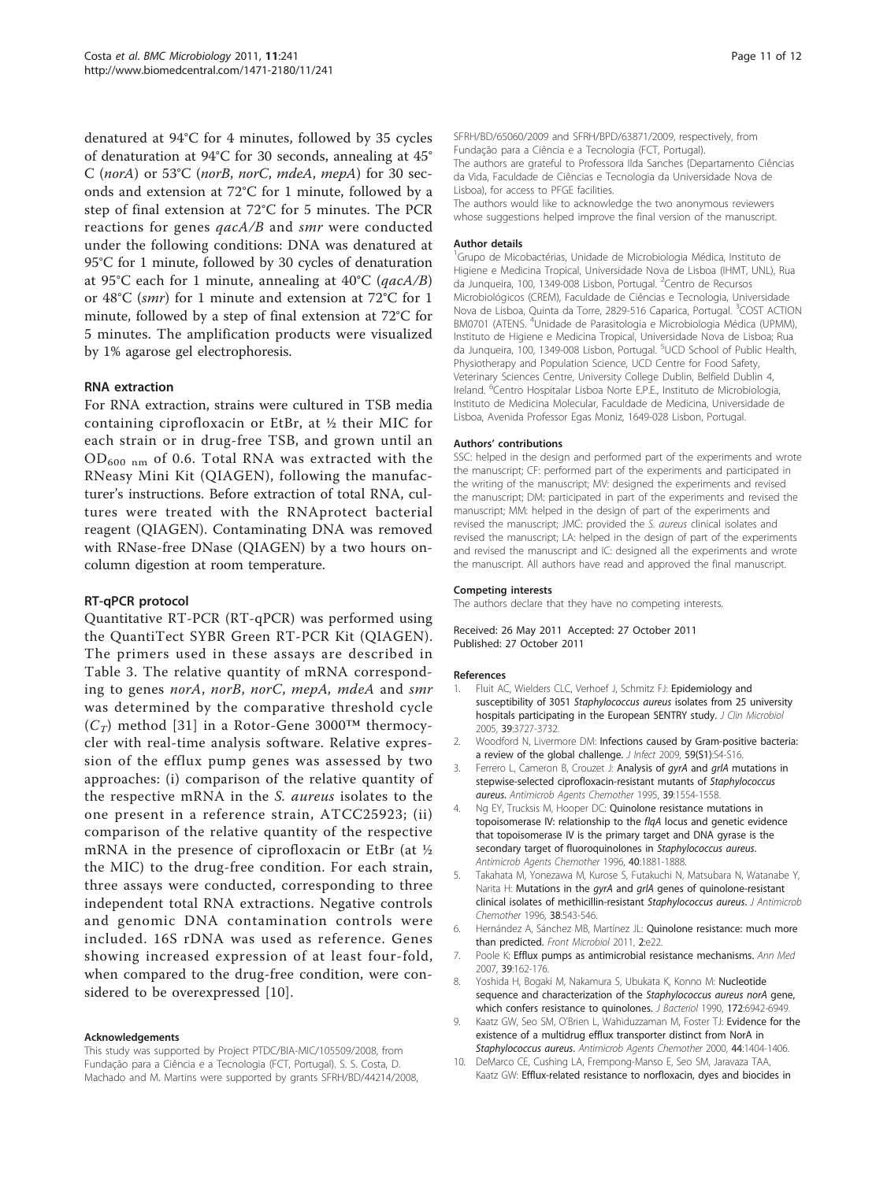denatured at 94°C for 4 minutes, followed by 35 cycles of denaturation at 94°C for 30 seconds, annealing at 45° C (*norA*) or 53°C (*norB*, *norC*, *mdeA*, *mepA*) for 30 seconds and extension at 72°C for 1 minute, followed by a step of final extension at 72°C for 5 minutes. The PCR reactions for genes *qacA/B* and *smr* were conducted under the following conditions: DNA was denatured at 95°C for 1 minute, followed by 30 cycles of denaturation at 95°C each for 1 minute, annealing at 40°C (*qacA/B*) or 48°C (*smr*) for 1 minute and extension at 72°C for 1 minute, followed by a step of final extension at 72°C for 5 minutes. The amplification products were visualized by 1% agarose gel electrophoresis.

### RNA extraction

For RNA extraction, strains were cultured in TSB media containing ciprofloxacin or EtBr, at ½ their MIC for each strain or in drug-free TSB, and grown until an $OD_{600\ nm}$ of 0.6. Total RNA was extracted with the RNeasy Mini Kit (QIAGEN), following the manufacturer's instructions. Before extraction of total RNA, cultures were treated with the RNAprotect bacterial reagent (QIAGEN). Contaminating DNA was removed with RNase-free DNase (QIAGEN) by a two hours on-column digestion at room temperature.

### RT-qPCR protocol

Quantitative RT-PCR (RT-qPCR) was performed using the QuantiTect SYBR Green RT-PCR Kit (QIAGEN). The primers used in these assays are described in Table 3. The relative quantity of mRNA corresponding to genes *norA*, *norB*, *norC*, *mepA*, *mdeA* and *smr* was determined by the comparative threshold cycle ($C_T$) method [31] in a Rotor-Gene 3000™ thermocycler with real-time analysis software. Relative expression of the efflux pump genes was assessed by two approaches: (i) comparison of the relative quantity of the respective mRNA in the *S. aureus* isolates to the one present in a reference strain, ATCC25923; (ii) comparison of the relative quantity of the respective mRNA in the presence of ciprofloxacin or EtBr (at ½ the MIC) to the drug-free condition. For each strain, three assays were conducted, corresponding to three independent total RNA extractions. Negative controls and genomic DNA contamination controls were included. 16S rDNA was used as reference. Genes showing increased expression of at least four-fold, when compared to the drug-free condition, were considered to be overexpressed [10].

#### Acknowledgements

This study was supported by Project PTDC/BIA-MIC/105509/2008, from Fundação para a Ciência e a Tecnologia (FCT, Portugal). S. S. Costa, D. Machado and M. Martins were supported by grants SFRH/BD/44214/2008, SFRH/BD/65060/2009 and SFRH/BPD/63871/2009, respectively, from Fundação para a Ciência e a Tecnologia (FCT, Portugal).
The authors are grateful to Professora Ilda Sanches (Departamento Ciências da Vida, Faculdade de Ciências e Tecnologia da Universidade Nova de Lisboa), for access to PFGE facilities.
The authors would like to acknowledge the two anonymous reviewers whose suggestions helped improve the final version of the manuscript.

#### Author details

[1]Grupo de Micobactérias, Unidade de Microbiologia Médica, Instituto de Higiene e Medicina Tropical, Universidade Nova de Lisboa (IHMT, UNL), Rua da Junqueira, 100, 1349-008 Lisbon, Portugal. [2]Centro de Recursos Microbiológicos (CREM), Faculdade de Ciências e Tecnologia, Universidade Nova de Lisboa, Quinta da Torre, 2829-516 Caparica, Portugal. [3]COST ACTION BM0701 (ATENS. [4]Unidade de Parasitologia e Microbiologia Médica (UPMM), Instituto de Higiene e Medicina Tropical, Universidade Nova de Lisboa; Rua da Junqueira, 100, 1349-008 Lisbon, Portugal. [5]UCD School of Public Health, Physiotherapy and Population Science, UCD Centre for Food Safety, Veterinary Sciences Centre, University College Dublin, Belfield Dublin 4, Ireland. [6]Centro Hospitalar Lisboa Norte E.P.E., Instituto de Microbiologia, Instituto de Medicina Molecular, Faculdade de Medicina, Universidade de Lisboa, Avenida Professor Egas Moniz, 1649-028 Lisbon, Portugal.

#### Authors' contributions

SSC: helped in the design and performed part of the experiments and wrote the manuscript; CF: performed part of the experiments and participated in the writing of the manuscript; MV: designed the experiments and revised the manuscript; DM: participated in part of the experiments and revised the manuscript; MM: helped in the design of part of the experiments and revised the manuscript; JMC: provided the *S. aureus* clinical isolates and revised the manuscript; LA: helped in the design of part of the experiments and revised the manuscript and IC: designed all the experiments and wrote the manuscript. All authors have read and approved the final manuscript.

#### Competing interests

The authors declare that they have no competing interests.

Received: 26 May 2011 Accepted: 27 October 2011
Published: 27 October 2011

#### References

1. Fluit AC, Wielders CLC, Verhoef J, Schmitz FJ: **Epidemiology and susceptibility of 3051 *Staphylococcus aureus* isolates from 25 university hospitals participating in the European SENTRY study.** *J Clin Microbiol* 2005, **39**:3727-3732.
2. Woodford N, Livermore DM: **Infections caused by Gram-positive bacteria: a review of the global challenge.** *J Infect* 2009, **59(S1)**:S4-S16.
3. Ferrero L, Cameron B, Crouzet J: **Analysis of *gyrA* and *grlA* mutations in stepwise-selected ciprofloxacin-resistant mutants of *Staphylococcus aureus*.** *Antimicrob Agents Chemother* 1995, **39**:1554-1558.
4. Ng EY, Trucksis M, Hooper DC: **Quinolone resistance mutations in topoisomerase IV: relationship to the *flqA* locus and genetic evidence that topoisomerase IV is the primary target and DNA gyrase is the secondary target of fluoroquinolones in *Staphylococcus aureus*.** *Antimicrob Agents Chemother* 1996, **40**:1881-1888.
5. Takahata M, Yonezawa M, Kurose S, Futakuchi N, Matsubara N, Watanabe Y, Narita H: **Mutations in the *gyrA* and *grlA* genes of quinolone-resistant clinical isolates of methicillin-resistant *Staphylococcus aureus*.** *J Antimicrob Chemother* 1996, **38**:543-546.
6. Hernández A, Sánchez MB, Martínez JL: **Quinolone resistance: much more than predicted.** *Front Microbiol* 2011, **2**:e22.
7. Poole K: **Efflux pumps as antimicrobial resistance mechanisms.** *Ann Med* 2007, **39**:162-176.
8. Yoshida H, Bogaki M, Nakamura S, Ubukata K, Konno M: **Nucleotide sequence and characterization of the *Staphylococcus aureus norA* gene, which confers resistance to quinolones.** *J Bacteriol* 1990, **172**:6942-6949.
9. Kaatz GW, Seo SM, O'Brien L, Wahiduzzaman M, Foster TJ: **Evidence for the existence of a multidrug efflux transporter distinct from NorA in *Staphylococcus aureus*.** *Antimicrob Agents Chemother* 2000, **44**:1404-1406.
10. DeMarco CE, Cushing LA, Frempong-Manso E, Seo SM, Jaravaza TAA, Kaatz GW: **Efflux-related resistance to norfloxacin, dyes and biocides in**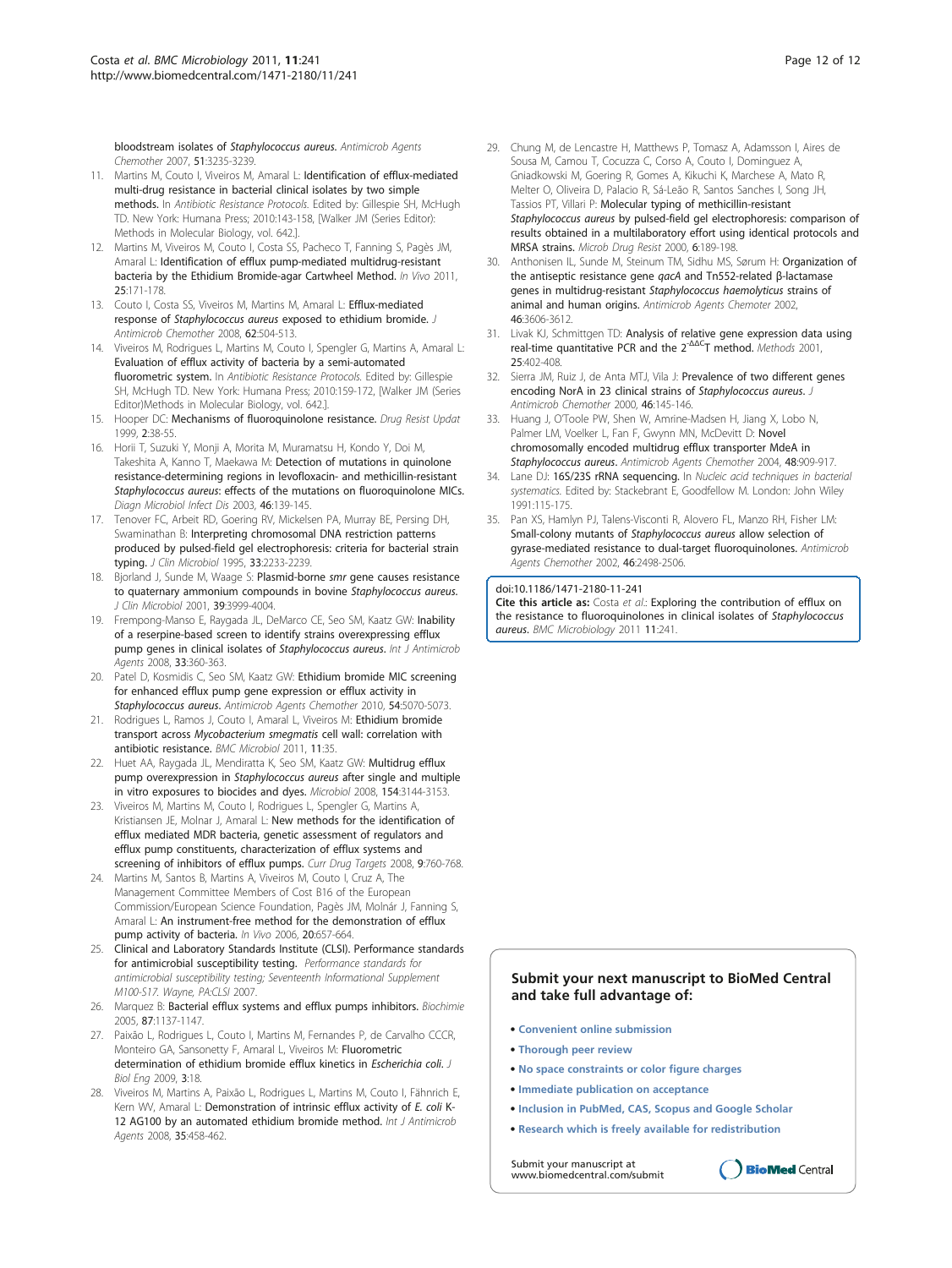bloodstream isolates of *Staphylococcus aureus*. *Antimicrob Agents Chemother* 2007, 51:3235-3239.

11. Martins M, Couto I, Viveiros M, Amaral L: **Identification of efflux-mediated multi-drug resistance in bacterial clinical isolates by two simple methods.** In *Antibiotic Resistance Protocols.* Edited by: Gillespie SH, McHugh TD. New York: Humana Press; 2010:143-158, [Walker JM (Series Editor): Methods in Molecular Biology, vol. 642.].
12. Martins M, Viveiros M, Couto I, Costa SS, Pacheco T, Fanning S, Pagès JM, Amaral L: **Identification of efflux pump-mediated multidrug-resistant bacteria by the Ethidium Bromide-agar Cartwheel Method.** *In Vivo* 2011, 25:171-178.
13. Couto I, Costa SS, Viveiros M, Martins M, Amaral L: **Efflux-mediated response of *Staphylococcus aureus* exposed to ethidium bromide.** *J Antimicrob Chemother* 2008, 62:504-513.
14. Viveiros M, Rodrigues L, Martins M, Couto I, Spengler G, Martins A, Amaral L: **Evaluation of efflux activity of bacteria by a semi-automated fluorometric system.** In *Antibiotic Resistance Protocols.* Edited by: Gillespie SH, McHugh TD. New York: Humana Press; 2010:159-172, [Walker JM (Series Editor)Methods in Molecular Biology, vol. 642.].
15. Hooper DC: **Mechanisms of fluoroquinolone resistance.** *Drug Resist Updat* 1999, 2:38-55.
16. Horii T, Suzuki Y, Monji A, Morita M, Muramatsu H, Kondo Y, Doi M, Takeshita A, Kanno T, Maekawa M: **Detection of mutations in quinolone resistance-determining regions in levofloxacin- and methicillin-resistant *Staphylococcus aureus*: effects of the mutations on fluoroquinolone MICs.** *Diagn Microbiol Infect Dis* 2003, 46:139-145.
17. Tenover FC, Arbeit RD, Goering RV, Mickelsen PA, Murray BE, Persing DH, Swaminathan B: **Interpreting chromosomal DNA restriction patterns produced by pulsed-field gel electrophoresis: criteria for bacterial strain typing.** *J Clin Microbiol* 1995, 33:2233-2239.
18. Bjorland J, Sunde M, Waage S: **Plasmid-borne *smr* gene causes resistance to quaternary ammonium compounds in bovine *Staphylococcus aureus*.** *J Clin Microbiol* 2001, 39:3999-4004.
19. Frempong-Manso E, Raygada JL, DeMarco CE, Seo SM, Kaatz GW: **Inability of a reserpine-based screen to identify strains overexpressing efflux pump genes in clinical isolates of *Staphylococcus aureus*.** *Int J Antimicrob Agents* 2008, 33:360-363.
20. Patel D, Kosmidis C, Seo SM, Kaatz GW: **Ethidium bromide MIC screening for enhanced efflux pump gene expression or efflux activity in *Staphylococcus aureus*.** *Antimicrob Agents Chemother* 2010, 54:5070-5073.
21. Rodrigues L, Ramos J, Couto I, Amaral L, Viveiros M: **Ethidium bromide transport across *Mycobacterium smegmatis* cell wall: correlation with antibiotic resistance.** *BMC Microbiol* 2011, 11:35.
22. Huet AA, Raygada JL, Mendiratta K, Seo SM, Kaatz GW: **Multidrug efflux pump overexpression in *Staphylococcus aureus* after single and multiple in vitro exposures to biocides and dyes.** *Microbiol* 2008, 154:3144-3153.
23. Viveiros M, Martins M, Couto I, Rodrigues L, Spengler G, Martins A, Kristiansen JE, Molnar J, Amaral L: **New methods for the identification of efflux mediated MDR bacteria, genetic assessment of regulators and efflux pump constituents, characterization of efflux systems and screening of inhibitors of efflux pumps.** *Curr Drug Targets* 2008, 9:760-768.
24. Martins M, Santos B, Martins A, Viveiros M, Couto I, Cruz A, The Management Committee Members of Cost B16 of the European Commission/European Science Foundation, Pagès JM, Molnár J, Fanning S, Amaral L: **An instrument-free method for the demonstration of efflux pump activity of bacteria.** *In Vivo* 2006, 20:657-664.
25. Clinical and Laboratory Standards Institute (CLSI). **Performance standards for antimicrobial susceptibility testing.** *Performance standards for antimicrobial susceptibility testing; Seventeenth Informational Supplement M100-S17. Wayne, PA:CLSI* 2007.
26. Marquez B: **Bacterial efflux systems and efflux pumps inhibitors.** *Biochimie* 2005, 87:1137-1147.
27. Paixão L, Rodrigues L, Couto I, Martins M, Fernandes P, de Carvalho CCCR, Monteiro GA, Sansonetty F, Amaral L, Viveiros M: **Fluorometric determination of ethidium bromide efflux kinetics in *Escherichia coli*.** *J Biol Eng* 2009, 3:18.
28. Viveiros M, Martins A, Paixão L, Rodrigues L, Martins M, Couto I, Fähnrich E, Kern WV, Amaral L: **Demonstration of intrinsic efflux activity of *E. coli* K-12 AG100 by an automated ethidium bromide method.** *Int J Antimicrob Agents* 2008, 35:458-462.
29. Chung M, de Lencastre H, Matthews P, Tomasz A, Adamsson I, Aires de Sousa M, Camou T, Cocuzza C, Corso A, Couto I, Dominguez A, Gniadkowski M, Goering R, Gomes A, Kikuchi K, Marchese A, Mato R, Melter O, Oliveira D, Palacio R, Sá-Leão R, Santos Sanches I, Song JH, Tassios PT, Villari P: **Molecular typing of methicillin-resistant *Staphylococcus aureus* by pulsed-field gel electrophoresis: comparison of results obtained in a multilaboratory effort using identical protocols and MRSA strains.** *Microb Drug Resist* 2000, 6:189-198.
30. Anthonisen IL, Sunde M, Steinum TM, Sidhu MS, Sørum H: **Organization of the antiseptic resistance gene *qacA* and Tn552-related β-lactamase genes in multidrug-resistant *Staphylococcus haemolyticus* strains of animal and human origins.** *Antimicrob Agents Chemoter* 2002, 46:3606-3612.
31. Livak KJ, Schmittgen TD: **Analysis of relative gene expression data using real-time quantitative PCR and the $2^{-\Delta\Delta C}T$ method.** *Methods* 2001, 25:402-408.
32. Sierra JM, Ruiz J, de Anta MTJ, Vila J: **Prevalence of two different genes encoding NorA in 23 clinical strains of *Staphylococcus aureus*.** *J Antimicrob Chemother* 2000, 46:145-146.
33. Huang J, O'Toole PW, Shen W, Amrine-Madsen H, Jiang X, Lobo N, Palmer LM, Voelker L, Fan F, Gwynn MN, McDevitt D: **Novel chromosomally encoded multidrug efflux transporter MdeA in *Staphylococcus aureus*.** *Antimicrob Agents Chemother* 2004, 48:909-917.
34. Lane DJ: **16S/23S rRNA sequencing.** In *Nucleic acid techniques in bacterial systematics.* Edited by: Stackebrant E, Goodfellow M. London: John Wiley 1991:115-175.
35. Pan XS, Hamlyn PJ, Talens-Visconti R, Alovero FL, Manzo RH, Fisher LM: **Small-colony mutants of *Staphylococcus aureus* allow selection of gyrase-mediated resistance to dual-target fluoroquinolones.** *Antimicrob Agents Chemother* 2002, 46:2498-2506.

doi:10.1186/1471-2180-11-241
**Cite this article as:** Costa *et al.*: Exploring the contribution of efflux on the resistance to fluoroquinolones in clinical isolates of *Staphylococcus aureus*. *BMC Microbiology* 2011 11:241.

**Submit your next manuscript to BioMed Central and take full advantage of:**

- Convenient online submission
- Thorough peer review
- No space constraints or color figure charges
- Immediate publication on acceptance
- Inclusion in PubMed, CAS, Scopus and Google Scholar
- Research which is freely available for redistribution

Submit your manuscript at
www.biomedcentral.com/submit

BioMed Central